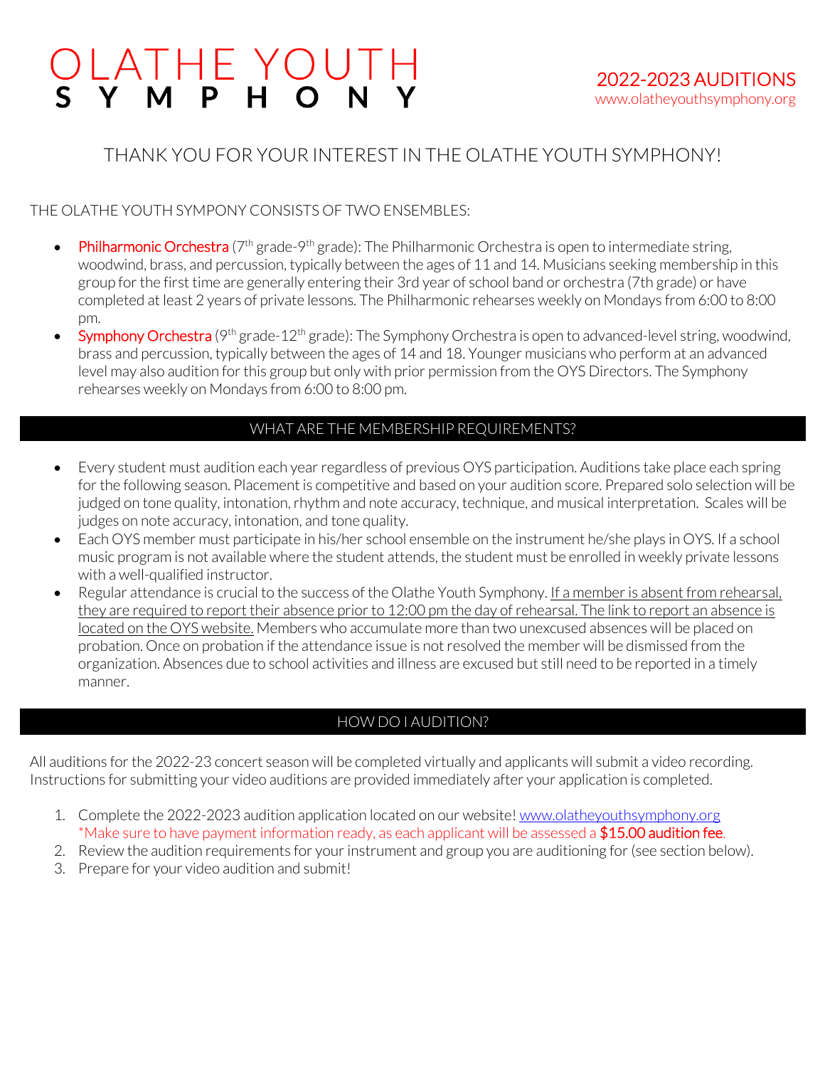# OLATHE YOUTH SYMPHONY

**2022-2023 AUDITIONS**
www.olatheyouthsymphony.org

## THANK YOU FOR YOUR INTEREST IN THE OLATHE YOUTH SYMPHONY!

THE OLATHE YOUTH SYMPONY CONSISTS OF TWO ENSEMBLES:

- **Philharmonic Orchestra** (7th grade-9th grade): The Philharmonic Orchestra is open to intermediate string, woodwind, brass, and percussion, typically between the ages of 11 and 14. Musicians seeking membership in this group for the first time are generally entering their 3rd year of school band or orchestra (7th grade) or have completed at least 2 years of private lessons. The Philharmonic rehearses weekly on Mondays from 6:00 to 8:00 pm.
- **Symphony Orchestra** (9th grade-12th grade): The Symphony Orchestra is open to advanced-level string, woodwind, brass and percussion, typically between the ages of 14 and 18. Younger musicians who perform at an advanced level may also audition for this group but only with prior permission from the OYS Directors. The Symphony rehearses weekly on Mondays from 6:00 to 8:00 pm.

## WHAT ARE THE MEMBERSHIP REQUIREMENTS?

- Every student must audition each year regardless of previous OYS participation. Auditions take place each spring for the following season. Placement is competitive and based on your audition score. Prepared solo selection will be judged on tone quality, intonation, rhythm and note accuracy, technique, and musical interpretation. Scales will be judges on note accuracy, intonation, and tone quality.
- Each OYS member must participate in his/her school ensemble on the instrument he/she plays in OYS. If a school music program is not available where the student attends, the student must be enrolled in weekly private lessons with a well-qualified instructor.
- Regular attendance is crucial to the success of the Olathe Youth Symphony. If a member is absent from rehearsal, they are required to report their absence prior to 12:00 pm the day of rehearsal. The link to report an absence is located on the OYS website. Members who accumulate more than two unexcused absences will be placed on probation. Once on probation if the attendance issue is not resolved the member will be dismissed from the organization. Absences due to school activities and illness are excused but still need to be reported in a timely manner.

## HOW DO I AUDITION?

All auditions for the 2022-23 concert season will be completed virtually and applicants will submit a video recording. Instructions for submitting your video auditions are provided immediately after your application is completed.

1. Complete the 2022-2023 audition application located on our website! www.olatheyouthsymphony.org
   *Make sure to have payment information ready, as each applicant will be assessed a **$15.00 audition fee**.
2. Review the audition requirements for your instrument and group you are auditioning for (see section below).
3. Prepare for your video audition and submit!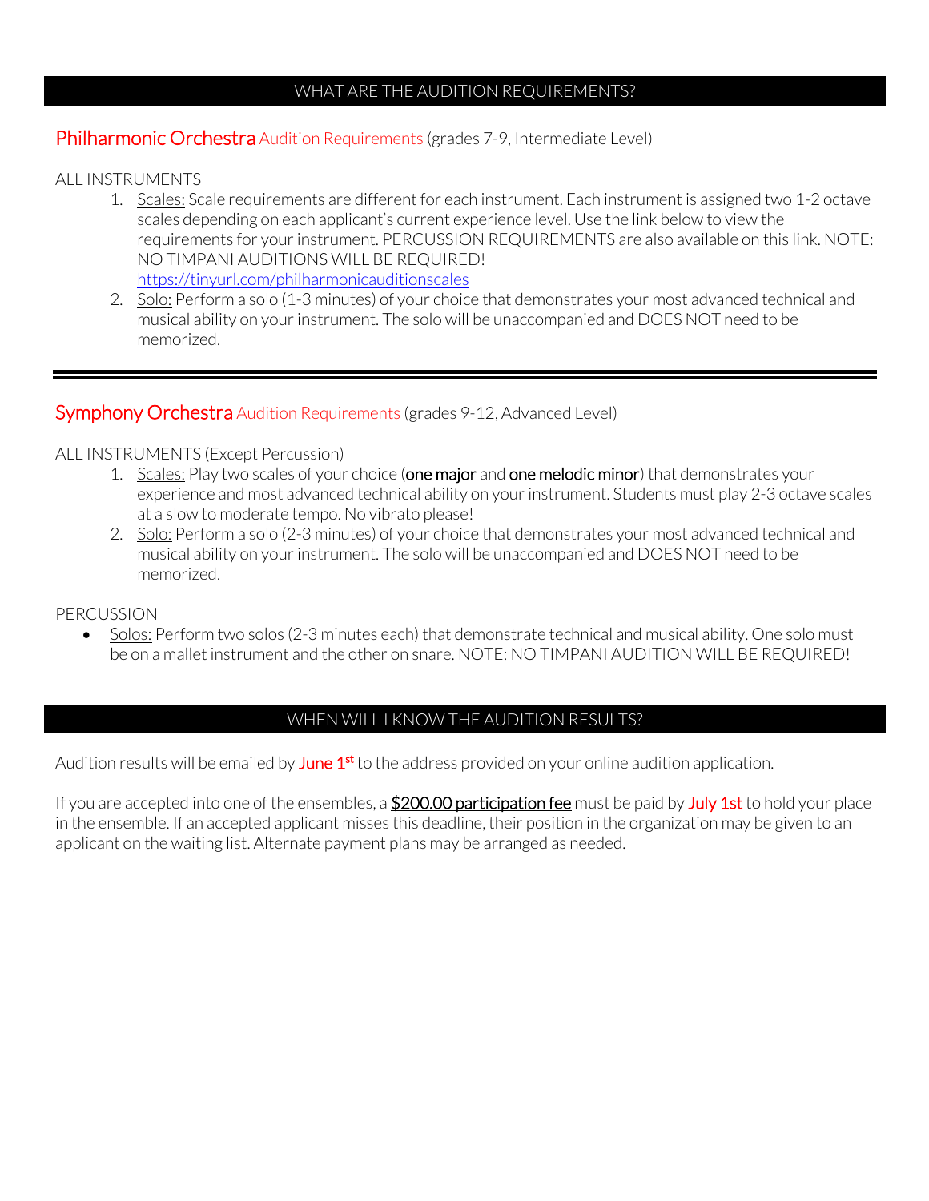## WHAT ARE THE AUDITION REQUIREMENTS?

### Philharmonic Orchestra Audition Requirements (grades 7-9, Intermediate Level)

ALL INSTRUMENTS

1. Scales: Scale requirements are different for each instrument. Each instrument is assigned two 1-2 octave scales depending on each applicant's current experience level. Use the link below to view the requirements for your instrument. PERCUSSION REQUIREMENTS are also available on this link. NOTE: NO TIMPANI AUDITIONS WILL BE REQUIRED!
   https://tinyurl.com/philharmonicauditionscales
2. Solo: Perform a solo (1-3 minutes) of your choice that demonstrates your most advanced technical and musical ability on your instrument. The solo will be unaccompanied and DOES NOT need to be memorized.

---

### Symphony Orchestra Audition Requirements (grades 9-12, Advanced Level)

ALL INSTRUMENTS (Except Percussion)

1. Scales: Play two scales of your choice (one major and one melodic minor) that demonstrates your experience and most advanced technical ability on your instrument. Students must play 2-3 octave scales at a slow to moderate tempo. No vibrato please!
2. Solo: Perform a solo (2-3 minutes) of your choice that demonstrates your most advanced technical and musical ability on your instrument. The solo will be unaccompanied and DOES NOT need to be memorized.

PERCUSSION

- Solos: Perform two solos (2-3 minutes each) that demonstrate technical and musical ability. One solo must be on a mallet instrument and the other on snare. NOTE: NO TIMPANI AUDITION WILL BE REQUIRED!

## WHEN WILL I KNOW THE AUDITION RESULTS?

Audition results will be emailed by June 1st to the address provided on your online audition application.

If you are accepted into one of the ensembles, a **$200.00 participation fee** must be paid by July 1st to hold your place in the ensemble. If an accepted applicant misses this deadline, their position in the organization may be given to an applicant on the waiting list. Alternate payment plans may be arranged as needed.